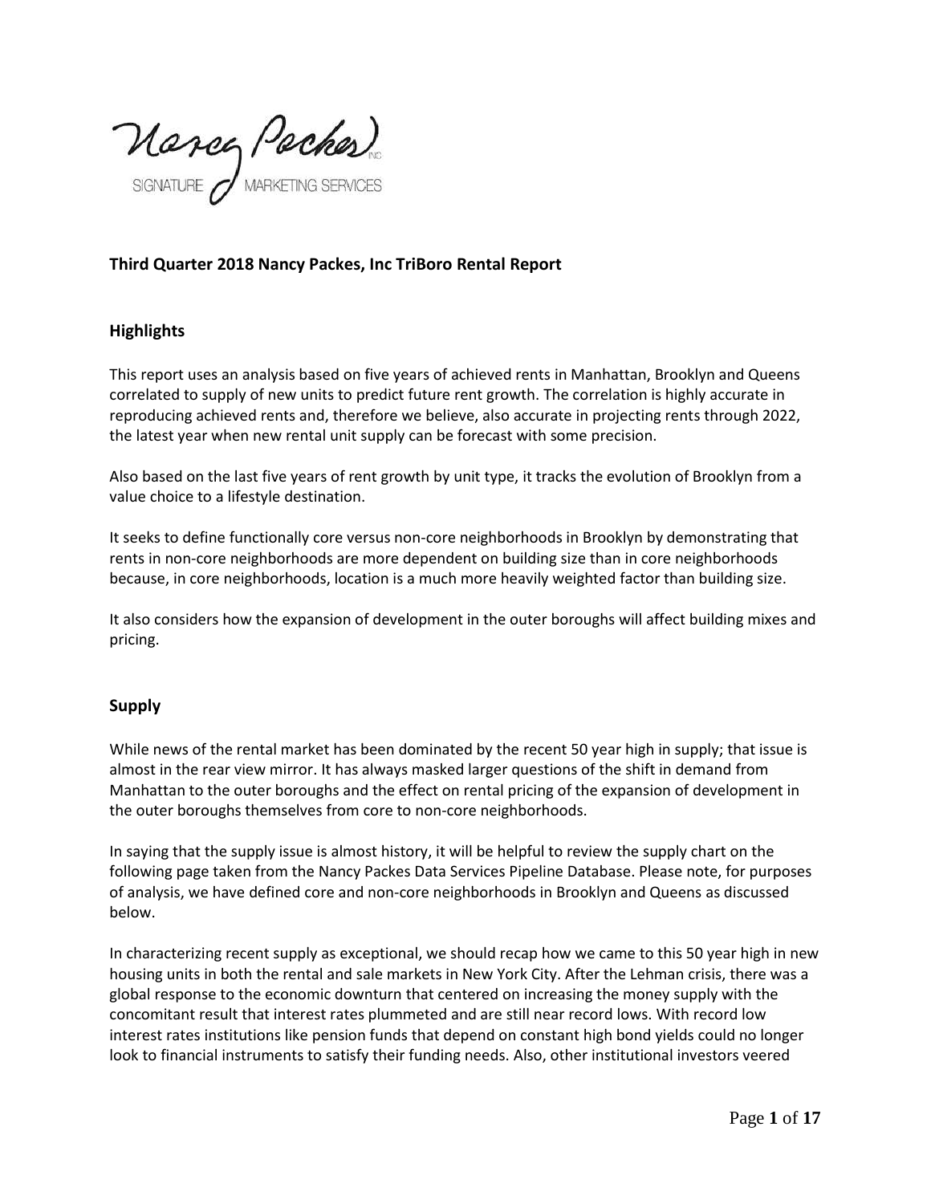**Third Quarter 2018 Nancy Packes, Inc TriBoro Rental Report**

## Highlights

This report uses an analysis based on five years of achieved rents in Manhattan, Brooklyn and Queens correlated to supply of new units to predict future rent growth. The correlation is highly accurate in reproducing achieved rents and, therefore we believe, also accurate in projecting rents through 2022, the latest year when new rental unit supply can be forecast with some precision.

Also based on the last five years of rent growth by unit type, it tracks the evolution of Brooklyn from a value choice to a lifestyle destination.

It seeks to define functionally core versus non-core neighborhoods in Brooklyn by demonstrating that rents in non-core neighborhoods are more dependent on building size than in core neighborhoods because, in core neighborhoods, location is a much more heavily weighted factor than building size.

It also considers how the expansion of development in the outer boroughs will affect building mixes and pricing.

## Supply

While news of the rental market has been dominated by the recent 50 year high in supply; that issue is almost in the rear view mirror. It has always masked larger questions of the shift in demand from Manhattan to the outer boroughs and the effect on rental pricing of the expansion of development in the outer boroughs themselves from core to non-core neighborhoods.

In saying that the supply issue is almost history, it will be helpful to review the supply chart on the following page taken from the Nancy Packes Data Services Pipeline Database. Please note, for purposes of analysis, we have defined core and non-core neighborhoods in Brooklyn and Queens as discussed below.

In characterizing recent supply as exceptional, we should recap how we came to this 50 year high in new housing units in both the rental and sale markets in New York City. After the Lehman crisis, there was a global response to the economic downturn that centered on increasing the money supply with the concomitant result that interest rates plummeted and are still near record lows. With record low interest rates institutions like pension funds that depend on constant high bond yields could no longer look to financial instruments to satisfy their funding needs. Also, other institutional investors veered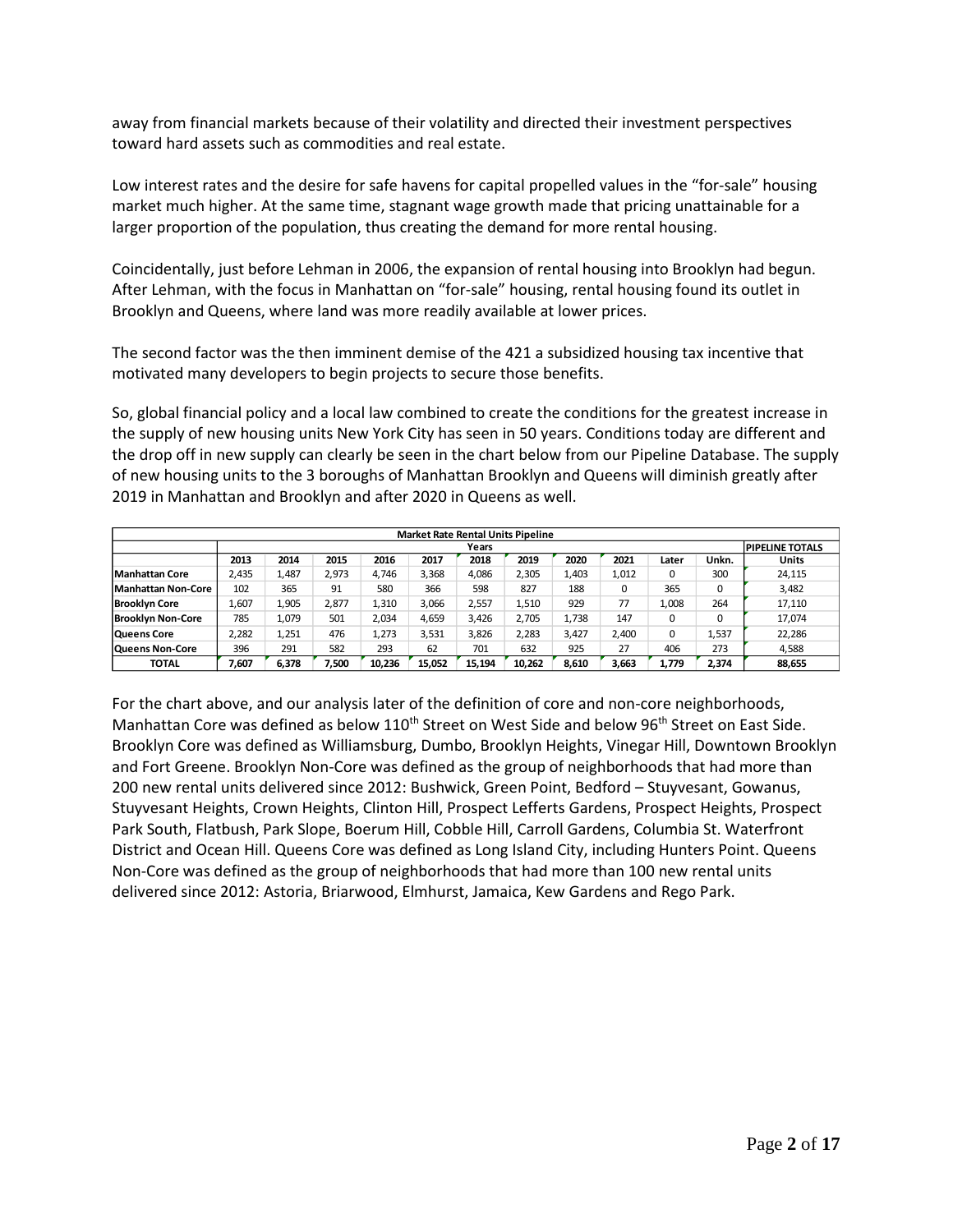away from financial markets because of their volatility and directed their investment perspectives toward hard assets such as commodities and real estate.

Low interest rates and the desire for safe havens for capital propelled values in the "for-sale" housing market much higher. At the same time, stagnant wage growth made that pricing unattainable for a larger proportion of the population, thus creating the demand for more rental housing.

Coincidentally, just before Lehman in 2006, the expansion of rental housing into Brooklyn had begun. After Lehman, with the focus in Manhattan on "for-sale" housing, rental housing found its outlet in Brooklyn and Queens, where land was more readily available at lower prices.

The second factor was the then imminent demise of the 421 a subsidized housing tax incentive that motivated many developers to begin projects to secure those benefits.

So, global financial policy and a local law combined to create the conditions for the greatest increase in the supply of new housing units New York City has seen in 50 years. Conditions today are different and the drop off in new supply can clearly be seen in the chart below from our Pipeline Database. The supply of new housing units to the 3 boroughs of Manhattan Brooklyn and Queens will diminish greatly after 2019 in Manhattan and Brooklyn and after 2020 in Queens as well.

**Market Rate Rental Units Pipeline**

| | Years | | | | | | | | | | | PIPELINE TOTALS |
|---|---|---|---|---|---|---|---|---|---|---|---|---|
| | 2013 | 2014 | 2015 | 2016 | 2017 | 2018 | 2019 | 2020 | 2021 | Later | Unkn. | Units |
| **Manhattan Core** | 2,435 | 1,487 | 2,973 | 4,746 | 3,368 | 4,086 | 2,305 | 1,403 | 1,012 | 0 | 300 | 24,115 |
| **Manhattan Non-Core** | 102 | 365 | 91 | 580 | 366 | 598 | 827 | 188 | 0 | 365 | 0 | 3,482 |
| **Brooklyn Core** | 1,607 | 1,905 | 2,877 | 1,310 | 3,066 | 2,557 | 1,510 | 929 | 77 | 1,008 | 264 | 17,110 |
| **Brooklyn Non-Core** | 785 | 1,079 | 501 | 2,034 | 4,659 | 3,426 | 2,705 | 1,738 | 147 | 0 | 0 | 17,074 |
| **Queens Core** | 2,282 | 1,251 | 476 | 1,273 | 3,531 | 3,826 | 2,283 | 3,427 | 2,400 | 0 | 1,537 | 22,286 |
| **Queens Non-Core** | 396 | 291 | 582 | 293 | 62 | 701 | 632 | 925 | 27 | 406 | 273 | 4,588 |
| **TOTAL** | **7,607** | **6,378** | **7,500** | **10,236** | **15,052** | **15,194** | **10,262** | **8,610** | **3,663** | **1,779** | **2,374** | **88,655** |

For the chart above, and our analysis later of the definition of core and non-core neighborhoods, Manhattan Core was defined as below 110th Street on West Side and below 96th Street on East Side. Brooklyn Core was defined as Williamsburg, Dumbo, Brooklyn Heights, Vinegar Hill, Downtown Brooklyn and Fort Greene. Brooklyn Non-Core was defined as the group of neighborhoods that had more than 200 new rental units delivered since 2012: Bushwick, Green Point, Bedford – Stuyvesant, Gowanus, Stuyvesant Heights, Crown Heights, Clinton Hill, Prospect Lefferts Gardens, Prospect Heights, Prospect Park South, Flatbush, Park Slope, Boerum Hill, Cobble Hill, Carroll Gardens, Columbia St. Waterfront District and Ocean Hill. Queens Core was defined as Long Island City, including Hunters Point. Queens Non-Core was defined as the group of neighborhoods that had more than 100 new rental units delivered since 2012: Astoria, Briarwood, Elmhurst, Jamaica, Kew Gardens and Rego Park.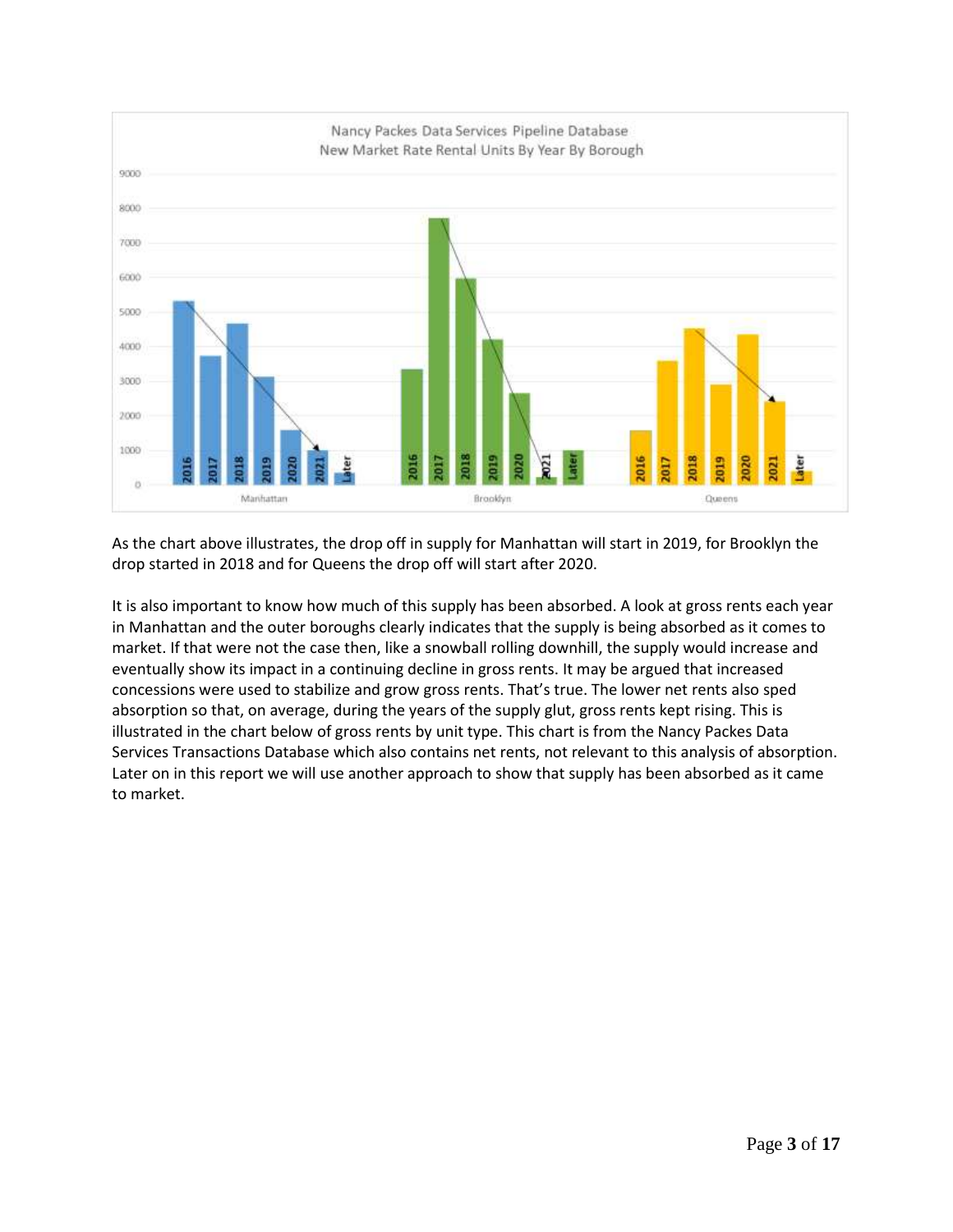Nancy Packes Data Services Pipeline Database
New Market Rate Rental Units By Year By Borough

As the chart above illustrates, the drop off in supply for Manhattan will start in 2019, for Brooklyn the drop started in 2018 and for Queens the drop off will start after 2020.

It is also important to know how much of this supply has been absorbed. A look at gross rents each year in Manhattan and the outer boroughs clearly indicates that the supply is being absorbed as it comes to market. If that were not the case then, like a snowball rolling downhill, the supply would increase and eventually show its impact in a continuing decline in gross rents. It may be argued that increased concessions were used to stabilize and grow gross rents. That's true. The lower net rents also sped absorption so that, on average, during the years of the supply glut, gross rents kept rising. This is illustrated in the chart below of gross rents by unit type. This chart is from the Nancy Packes Data Services Transactions Database which also contains net rents, not relevant to this analysis of absorption. Later on in this report we will use another approach to show that supply has been absorbed as it came to market.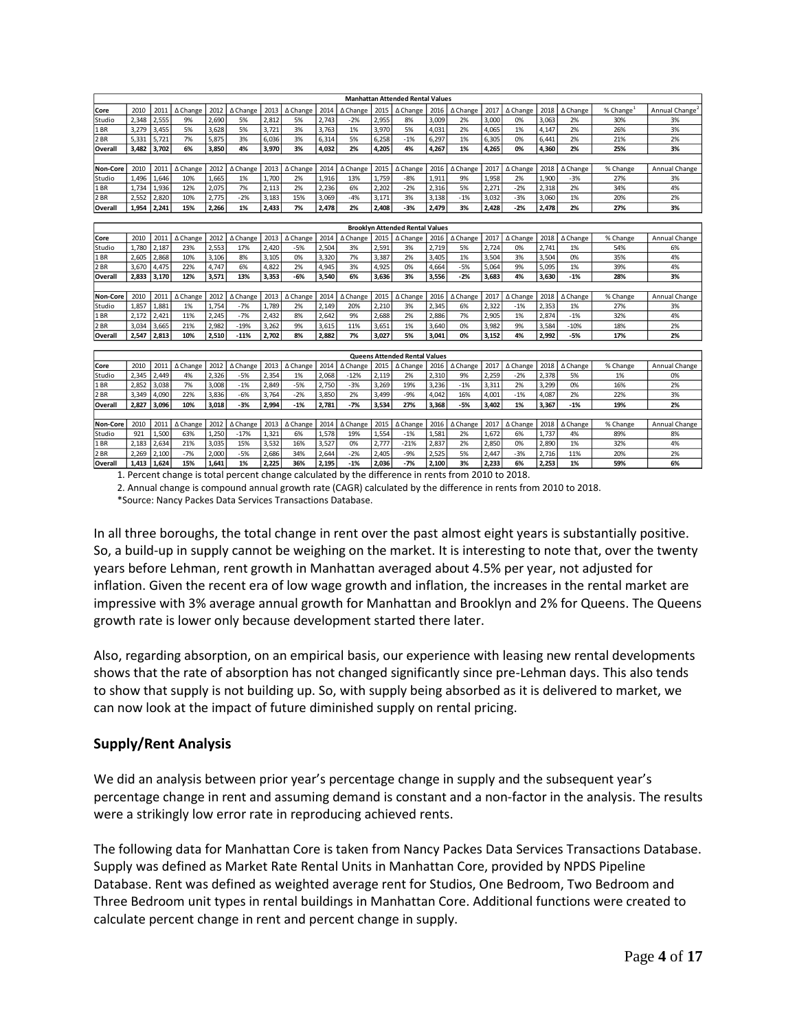| Manhattan Attended Rental Values | | | | | | | | | | | | | | | | | | | |
|---|---|---|---|---|---|---|---|---|---|---|---|---|---|---|---|---|---|---|---|
| Core | 2010 | 2011 | Δ Change | 2012 | Δ Change | 2013 | Δ Change | 2014 | Δ Change | 2015 | Δ Change | 2016 | Δ Change | 2017 | Δ Change | 2018 | Δ Change | % Change[1] | Annual Change[2] |
| Studio | 2,348 | 2,555 | 9% | 2,690 | 5% | 2,812 | 5% | 2,743 | -2% | 2,955 | 8% | 3,009 | 2% | 3,000 | 0% | 3,063 | 2% | 30% | 3% |
| 1 BR | 3,279 | 3,455 | 5% | 3,628 | 5% | 3,721 | 3% | 3,763 | 1% | 3,970 | 5% | 4,031 | 2% | 4,065 | 1% | 4,147 | 2% | 26% | 3% |
| 2 BR | 5,331 | 5,721 | 7% | 5,875 | 3% | 6,036 | 3% | 6,314 | 5% | 6,258 | -1% | 6,297 | 1% | 6,305 | 0% | 6,441 | 2% | 21% | 2% |
| **Overall** | **3,482** | **3,702** | **6%** | **3,850** | **4%** | **3,970** | **3%** | **4,032** | **2%** | **4,205** | **4%** | **4,267** | **1%** | **4,265** | **0%** | **4,360** | **2%** | **25%** | **3%** |
| | | | | | | | | | | | | | | | | | | | |
| Non-Core | 2010 | 2011 | Δ Change | 2012 | Δ Change | 2013 | Δ Change | 2014 | Δ Change | 2015 | Δ Change | 2016 | Δ Change | 2017 | Δ Change | 2018 | Δ Change | % Change | Annual Change |
| Studio | 1,496 | 1,646 | 10% | 1,665 | 1% | 1,700 | 2% | 1,916 | 13% | 1,759 | -8% | 1,911 | 9% | 1,958 | 2% | 1,900 | -3% | 27% | 3% |
| 1 BR | 1,734 | 1,936 | 12% | 2,075 | 7% | 2,113 | 2% | 2,236 | 6% | 2,202 | -2% | 2,316 | 5% | 2,271 | -2% | 2,318 | 2% | 34% | 4% |
| 2 BR | 2,552 | 2,820 | 10% | 2,775 | -2% | 3,183 | 15% | 3,069 | -4% | 3,171 | 3% | 3,138 | -1% | 3,032 | -3% | 3,060 | 1% | 20% | 2% |
| **Overall** | **1,954** | **2,241** | **15%** | **2,266** | **1%** | **2,433** | **7%** | **2,478** | **2%** | **2,408** | **-3%** | **2,479** | **3%** | **2,428** | **-2%** | **2,478** | **2%** | **27%** | **3%** |

| Brooklyn Attended Rental Values | | | | | | | | | | | | | | | | | | | |
|---|---|---|---|---|---|---|---|---|---|---|---|---|---|---|---|---|---|---|---|
| Core | 2010 | 2011 | Δ Change | 2012 | Δ Change | 2013 | Δ Change | 2014 | Δ Change | 2015 | Δ Change | 2016 | Δ Change | 2017 | Δ Change | 2018 | Δ Change | % Change | Annual Change |
| Studio | 1,780 | 2,187 | 23% | 2,553 | 17% | 2,420 | -5% | 2,504 | 3% | 2,591 | 3% | 2,719 | 5% | 2,724 | 0% | 2,741 | 1% | 54% | 6% |
| 1 BR | 2,605 | 2,868 | 10% | 3,106 | 8% | 3,105 | 0% | 3,320 | 7% | 3,387 | 2% | 3,405 | 1% | 3,504 | 3% | 3,504 | 0% | 35% | 4% |
| 2 BR | 3,670 | 4,475 | 22% | 4,747 | 6% | 4,822 | 2% | 4,945 | 3% | 4,925 | 0% | 4,664 | -5% | 5,064 | 9% | 5,095 | 1% | 39% | 4% |
| **Overall** | **2,833** | **3,170** | **12%** | **3,571** | **13%** | **3,353** | **-6%** | **3,540** | **6%** | **3,636** | **3%** | **3,556** | **-2%** | **3,683** | **4%** | **3,630** | **-1%** | **28%** | **3%** |
| | | | | | | | | | | | | | | | | | | | |
| Non-Core | 2010 | 2011 | Δ Change | 2012 | Δ Change | 2013 | Δ Change | 2014 | Δ Change | 2015 | Δ Change | 2016 | Δ Change | 2017 | Δ Change | 2018 | Δ Change | % Change | Annual Change |
| Studio | 1,857 | 1,881 | 1% | 1,754 | -7% | 1,789 | 2% | 2,149 | 20% | 2,210 | 3% | 2,345 | 6% | 2,322 | -1% | 2,353 | 1% | 27% | 3% |
| 1 BR | 2,172 | 2,421 | 11% | 2,245 | -7% | 2,432 | 8% | 2,642 | 9% | 2,688 | 2% | 2,886 | 7% | 2,905 | 1% | 2,874 | -1% | 32% | 4% |
| 2 BR | 3,034 | 3,665 | 21% | 2,982 | -19% | 3,262 | 9% | 3,615 | 11% | 3,651 | 1% | 3,640 | 0% | 3,982 | 9% | 3,584 | -10% | 18% | 2% |
| **Overall** | **2,547** | **2,813** | **10%** | **2,510** | **-11%** | **2,702** | **8%** | **2,882** | **7%** | **3,027** | **5%** | **3,041** | **0%** | **3,152** | **4%** | **2,992** | **-5%** | **17%** | **2%** |

| Queens Attended Rental Values | | | | | | | | | | | | | | | | | | | |
|---|---|---|---|---|---|---|---|---|---|---|---|---|---|---|---|---|---|---|---|
| Core | 2010 | 2011 | Δ Change | 2012 | Δ Change | 2013 | Δ Change | 2014 | Δ Change | 2015 | Δ Change | 2016 | Δ Change | 2017 | Δ Change | 2018 | Δ Change | % Change | Annual Change |
| Studio | 2,345 | 2,449 | 4% | 2,326 | -5% | 2,354 | 1% | 2,068 | -12% | 2,119 | 2% | 2,310 | 9% | 2,259 | -2% | 2,378 | 5% | 1% | 0% |
| 1 BR | 2,852 | 3,038 | 7% | 3,008 | -1% | 2,849 | -5% | 2,750 | -3% | 3,269 | 19% | 3,236 | -1% | 3,311 | 2% | 3,299 | 0% | 16% | 2% |
| 2 BR | 3,349 | 4,090 | 22% | 3,836 | -6% | 3,764 | -2% | 3,850 | 2% | 3,499 | -9% | 4,042 | 16% | 4,001 | -1% | 4,087 | 2% | 22% | 3% |
| **Overall** | **2,827** | **3,096** | **10%** | **3,018** | **-3%** | **2,994** | **-1%** | **2,781** | **-7%** | **3,534** | **27%** | **3,368** | **-5%** | **3,402** | **1%** | **3,367** | **-1%** | **19%** | **2%** |
| | | | | | | | | | | | | | | | | | | | |
| Non-Core | 2010 | 2011 | Δ Change | 2012 | Δ Change | 2013 | Δ Change | 2014 | Δ Change | 2015 | Δ Change | 2016 | Δ Change | 2017 | Δ Change | 2018 | Δ Change | % Change | Annual Change |
| Studio | 921 | 1,500 | 63% | 1,250 | -17% | 1,321 | 6% | 1,578 | 19% | 1,554 | -1% | 1,581 | 2% | 1,672 | 6% | 1,737 | 4% | 89% | 8% |
| 1 BR | 2,183 | 2,634 | 21% | 3,035 | 15% | 3,532 | 16% | 3,527 | 0% | 2,777 | -21% | 2,837 | 2% | 2,850 | 0% | 2,890 | 1% | 32% | 4% |
| 2 BR | 2,269 | 2,100 | -7% | 2,000 | -5% | 2,686 | 34% | 2,644 | -2% | 2,405 | -9% | 2,525 | 5% | 2,447 | -3% | 2,716 | 11% | 20% | 2% |
| **Overall** | **1,413** | **1,624** | **15%** | **1,641** | **1%** | **2,225** | **36%** | **2,195** | **-1%** | **2,036** | **-7%** | **2,100** | **3%** | **2,233** | **6%** | **2,253** | **1%** | **59%** | **6%** |

1. Percent change is total percent change calculated by the difference in rents from 2010 to 2018.

2. Annual change is compound annual growth rate (CAGR) calculated by the difference in rents from 2010 to 2018.

*Source: Nancy Packes Data Services Transactions Database.

In all three boroughs, the total change in rent over the past almost eight years is substantially positive. So, a build-up in supply cannot be weighing on the market. It is interesting to note that, over the twenty years before Lehman, rent growth in Manhattan averaged about 4.5% per year, not adjusted for inflation. Given the recent era of low wage growth and inflation, the increases in the rental market are impressive with 3% average annual growth for Manhattan and Brooklyn and 2% for Queens. The Queens growth rate is lower only because development started there later.

Also, regarding absorption, on an empirical basis, our experience with leasing new rental developments shows that the rate of absorption has not changed significantly since pre-Lehman days. This also tends to show that supply is not building up. So, with supply being absorbed as it is delivered to market, we can now look at the impact of future diminished supply on rental pricing.

## Supply/Rent Analysis

We did an analysis between prior year's percentage change in supply and the subsequent year's percentage change in rent and assuming demand is constant and a non-factor in the analysis. The results were a strikingly low error rate in reproducing achieved rents.

The following data for Manhattan Core is taken from Nancy Packes Data Services Transactions Database. Supply was defined as Market Rate Rental Units in Manhattan Core, provided by NPDS Pipeline Database. Rent was defined as weighted average rent for Studios, One Bedroom, Two Bedroom and Three Bedroom unit types in rental buildings in Manhattan Core. Additional functions were created to calculate percent change in rent and percent change in supply.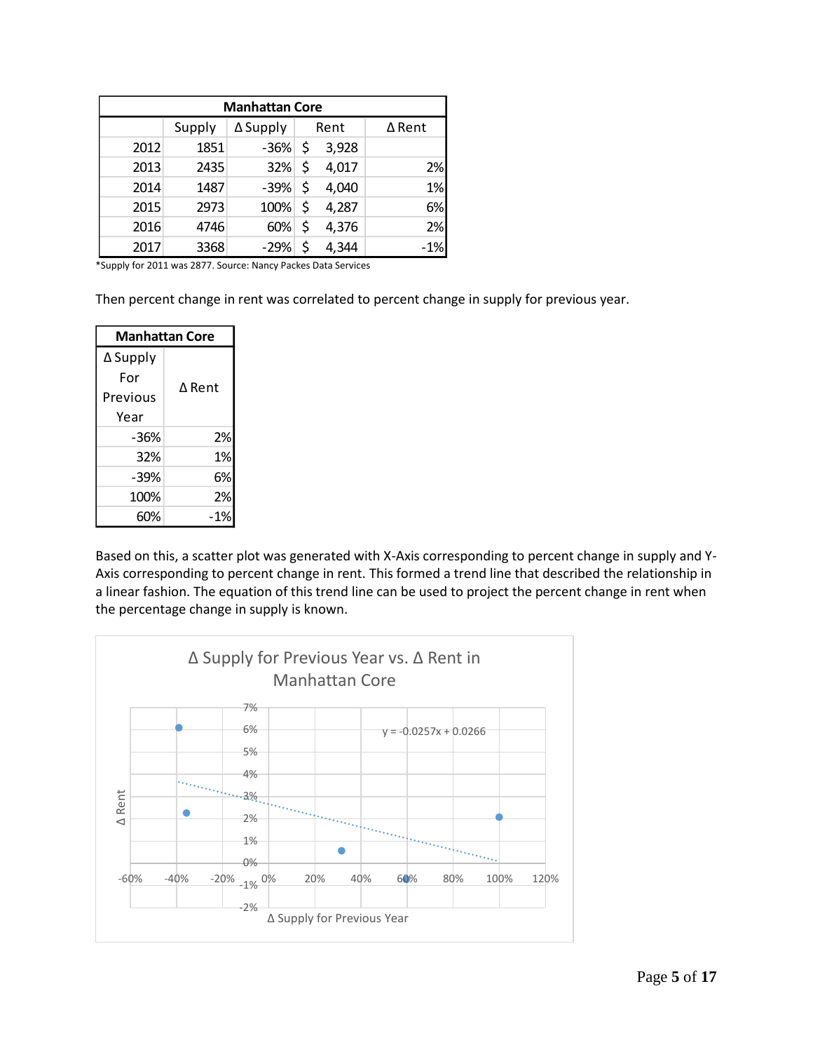| Manhattan Core | | | | |
|---|---|---|---|---|
| | Supply | Δ Supply | Rent | Δ Rent |
| 2012 | 1851 | -36% | $ 3,928 | |
| 2013 | 2435 | 32% | $ 4,017 | 2% |
| 2014 | 1487 | -39% | $ 4,040 | 1% |
| 2015 | 2973 | 100% | $ 4,287 | 6% |
| 2016 | 4746 | 60% | $ 4,376 | 2% |
| 2017 | 3368 | -29% | $ 4,344 | -1% |

*Supply for 2011 was 2877. Source: Nancy Packes Data Services

Then percent change in rent was correlated to percent change in supply for previous year.

| Manhattan Core | |
|---|---|
| Δ Supply For Previous Year | Δ Rent |
| -36% | 2% |
| 32% | 1% |
| -39% | 6% |
| 100% | 2% |
| 60% | -1% |

Based on this, a scatter plot was generated with X-Axis corresponding to percent change in supply and Y-Axis corresponding to percent change in rent. This formed a trend line that described the relationship in a linear fashion. The equation of this trend line can be used to project the percent change in rent when the percentage change in supply is known.

Δ Supply for Previous Year vs. Δ Rent in Manhattan Core

$y = -0.0257x + 0.0266$

Δ Rent

Δ Supply for Previous Year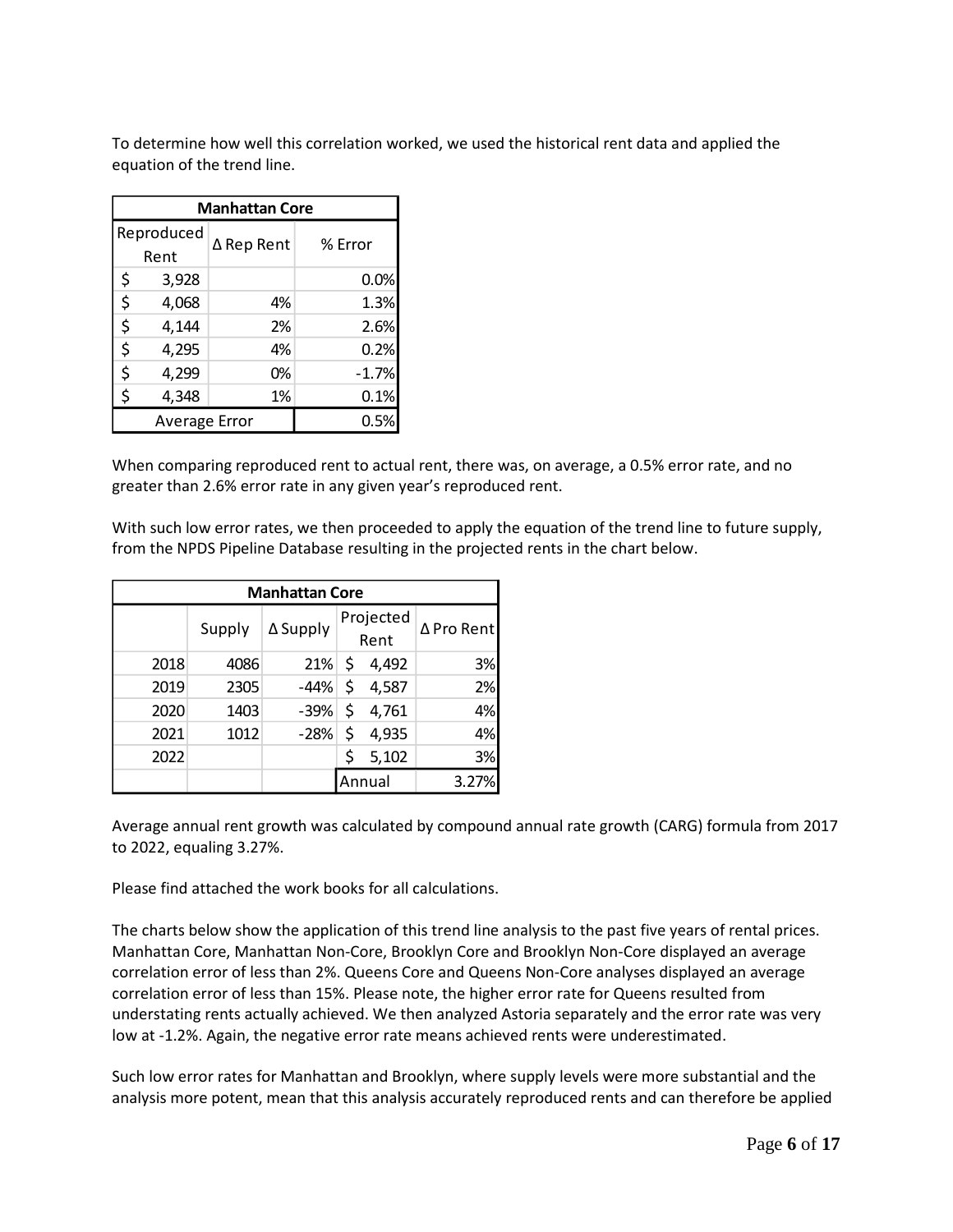To determine how well this correlation worked, we used the historical rent data and applied the equation of the trend line.

| Manhattan Core | | |
|---|---|---|
| Reproduced Rent | Δ Rep Rent | % Error |
| $ 3,928 | | 0.0% |
| $ 4,068 | 4% | 1.3% |
| $ 4,144 | 2% | 2.6% |
| $ 4,295 | 4% | 0.2% |
| $ 4,299 | 0% | -1.7% |
| $ 4,348 | 1% | 0.1% |
| Average Error | | 0.5% |

When comparing reproduced rent to actual rent, there was, on average, a 0.5% error rate, and no greater than 2.6% error rate in any given year's reproduced rent.

With such low error rates, we then proceeded to apply the equation of the trend line to future supply, from the NPDS Pipeline Database resulting in the projected rents in the chart below.

| Manhattan Core | | | | |
|---|---|---|---|---|
| | Supply | Δ Supply | Projected Rent | Δ Pro Rent |
| 2018 | 4086 | 21% | $ 4,492 | 3% |
| 2019 | 2305 | -44% | $ 4,587 | 2% |
| 2020 | 1403 | -39% | $ 4,761 | 4% |
| 2021 | 1012 | -28% | $ 4,935 | 4% |
| 2022 | | | $ 5,102 | 3% |
| | | | Annual | 3.27% |

Average annual rent growth was calculated by compound annual rate growth (CARG) formula from 2017 to 2022, equaling 3.27%.

Please find attached the work books for all calculations.

The charts below show the application of this trend line analysis to the past five years of rental prices. Manhattan Core, Manhattan Non-Core, Brooklyn Core and Brooklyn Non-Core displayed an average correlation error of less than 2%. Queens Core and Queens Non-Core analyses displayed an average correlation error of less than 15%. Please note, the higher error rate for Queens resulted from understating rents actually achieved. We then analyzed Astoria separately and the error rate was very low at -1.2%. Again, the negative error rate means achieved rents were underestimated.

Such low error rates for Manhattan and Brooklyn, where supply levels were more substantial and the analysis more potent, mean that this analysis accurately reproduced rents and can therefore be applied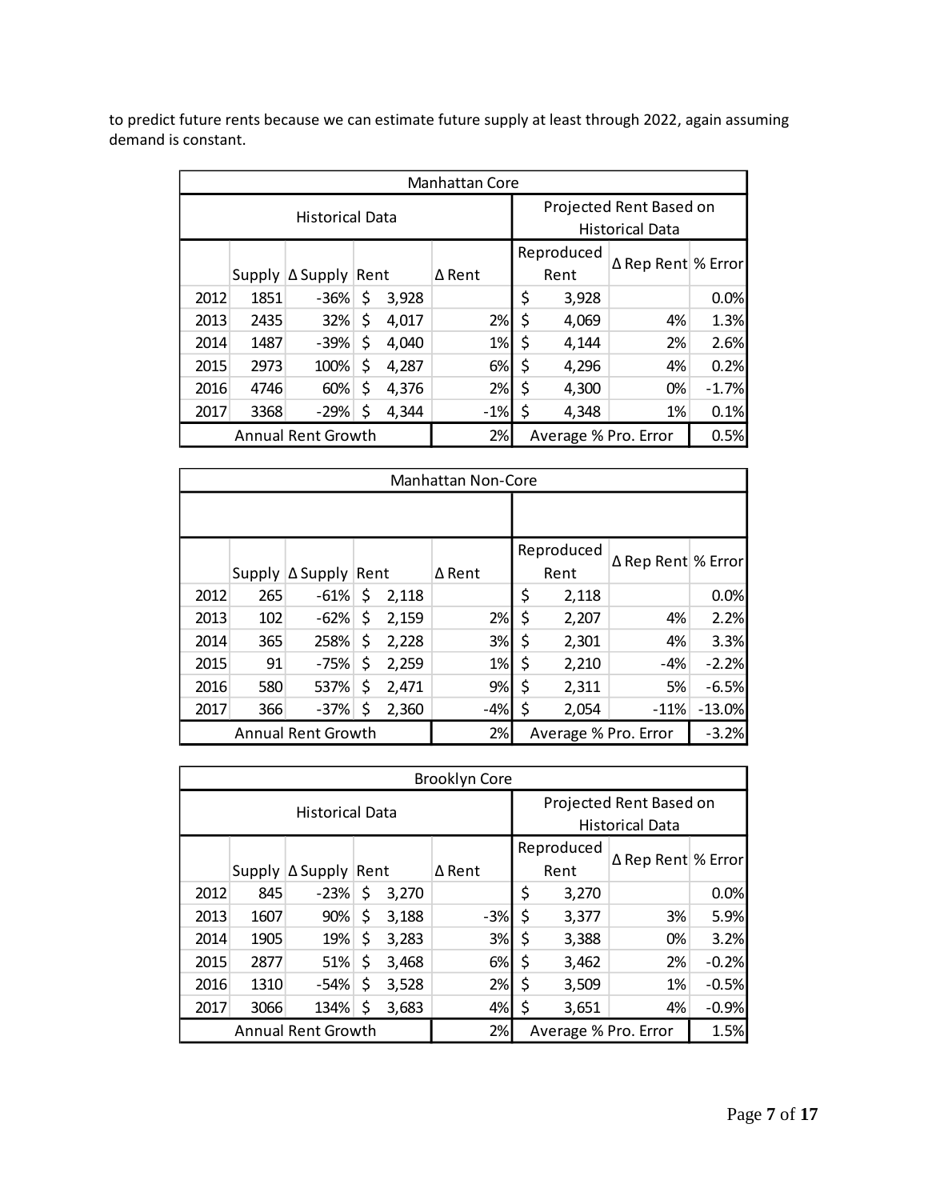to predict future rents because we can estimate future supply at least through 2022, again assuming demand is constant.

| Manhattan Core | | | | | | | |
|---|---|---|---|---|---|---|---|
| Historical Data | | | | | Projected Rent Based on Historical Data | | |
| | Supply | Δ Supply | Rent | Δ Rent | Reproduced Rent | Δ Rep Rent | % Error |
| 2012 | 1851 | -36% | $ 3,928 | | $ 3,928 | | 0.0% |
| 2013 | 2435 | 32% | $ 4,017 | 2% | $ 4,069 | 4% | 1.3% |
| 2014 | 1487 | -39% | $ 4,040 | 1% | $ 4,144 | 2% | 2.6% |
| 2015 | 2973 | 100% | $ 4,287 | 6% | $ 4,296 | 4% | 0.2% |
| 2016 | 4746 | 60% | $ 4,376 | 2% | $ 4,300 | 0% | -1.7% |
| 2017 | 3368 | -29% | $ 4,344 | -1% | $ 4,348 | 1% | 0.1% |
| Annual Rent Growth | | | | 2% | Average % Pro. Error | | 0.5% |

| Manhattan Non-Core | | | | | | | |
|---|---|---|---|---|---|---|---|
| | | | | | | | |
| | Supply | Δ Supply | Rent | Δ Rent | Reproduced Rent | Δ Rep Rent | % Error |
| 2012 | 265 | -61% | $ 2,118 | | $ 2,118 | | 0.0% |
| 2013 | 102 | -62% | $ 2,159 | 2% | $ 2,207 | 4% | 2.2% |
| 2014 | 365 | 258% | $ 2,228 | 3% | $ 2,301 | 4% | 3.3% |
| 2015 | 91 | -75% | $ 2,259 | 1% | $ 2,210 | -4% | -2.2% |
| 2016 | 580 | 537% | $ 2,471 | 9% | $ 2,311 | 5% | -6.5% |
| 2017 | 366 | -37% | $ 2,360 | -4% | $ 2,054 | -11% | -13.0% |
| Annual Rent Growth | | | | 2% | Average % Pro. Error | | -3.2% |

| Brooklyn Core | | | | | | | |
|---|---|---|---|---|---|---|---|
| Historical Data | | | | | Projected Rent Based on Historical Data | | |
| | Supply | Δ Supply | Rent | Δ Rent | Reproduced Rent | Δ Rep Rent | % Error |
| 2012 | 845 | -23% | $ 3,270 | | $ 3,270 | | 0.0% |
| 2013 | 1607 | 90% | $ 3,188 | -3% | $ 3,377 | 3% | 5.9% |
| 2014 | 1905 | 19% | $ 3,283 | 3% | $ 3,388 | 0% | 3.2% |
| 2015 | 2877 | 51% | $ 3,468 | 6% | $ 3,462 | 2% | -0.2% |
| 2016 | 1310 | -54% | $ 3,528 | 2% | $ 3,509 | 1% | -0.5% |
| 2017 | 3066 | 134% | $ 3,683 | 4% | $ 3,651 | 4% | -0.9% |
| Annual Rent Growth | | | | 2% | Average % Pro. Error | | 1.5% |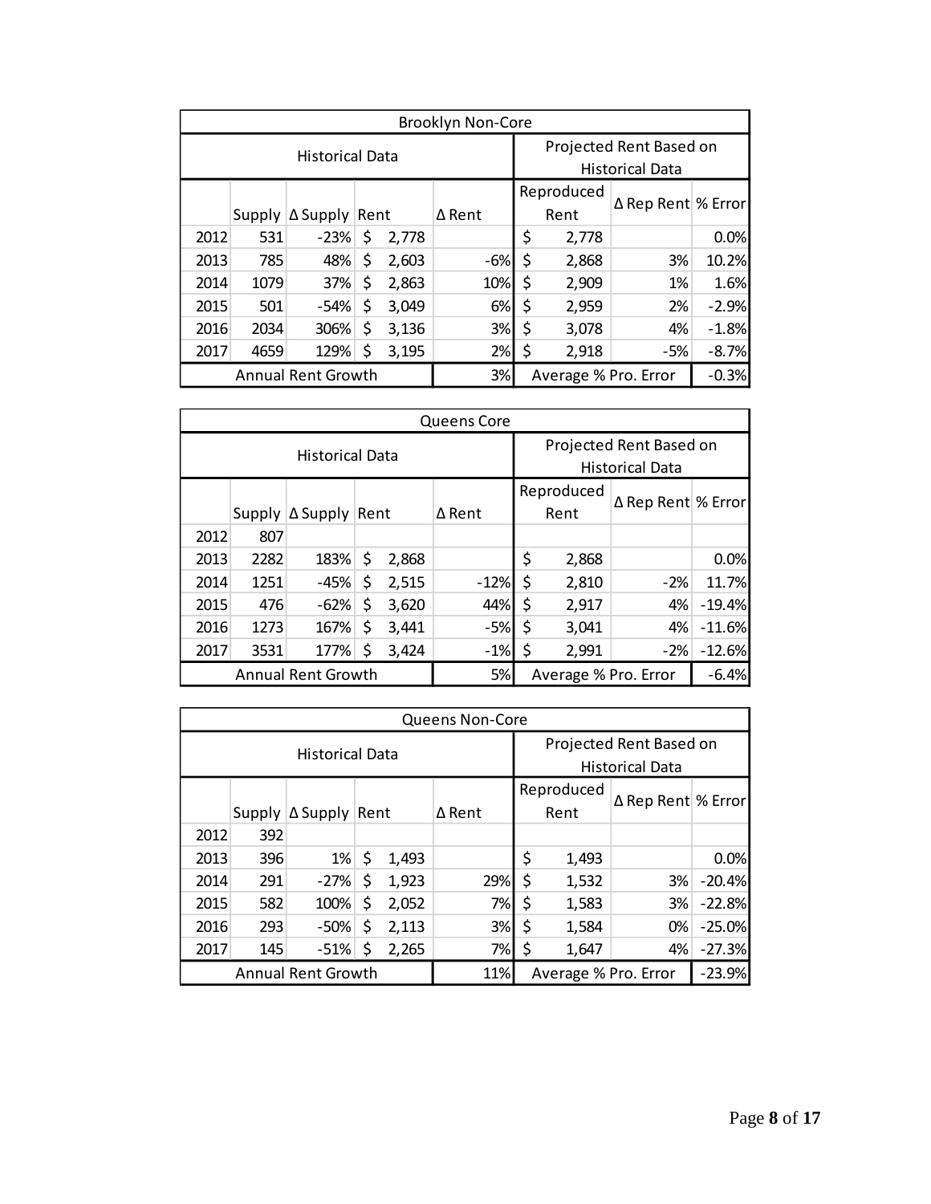| Brooklyn Non-Core | | | | | | | |
|---|---|---|---|---|---|---|---|
| Historical Data | | | | | Projected Rent Based on Historical Data | | |
| | Supply | Δ Supply | Rent | Δ Rent | Reproduced Rent | Δ Rep Rent | % Error |
| 2012 | 531 | -23% | $ 2,778 | | $ 2,778 | | 0.0% |
| 2013 | 785 | 48% | $ 2,603 | -6% | $ 2,868 | 3% | 10.2% |
| 2014 | 1079 | 37% | $ 2,863 | 10% | $ 2,909 | 1% | 1.6% |
| 2015 | 501 | -54% | $ 3,049 | 6% | $ 2,959 | 2% | -2.9% |
| 2016 | 2034 | 306% | $ 3,136 | 3% | $ 3,078 | 4% | -1.8% |
| 2017 | 4659 | 129% | $ 3,195 | 2% | $ 2,918 | -5% | -8.7% |
| Annual Rent Growth | | | | 3% | Average % Pro. Error | | -0.3% |

| Queens Core | | | | | | | |
|---|---|---|---|---|---|---|---|
| Historical Data | | | | | Projected Rent Based on Historical Data | | |
| | Supply | Δ Supply | Rent | Δ Rent | Reproduced Rent | Δ Rep Rent | % Error |
| 2012 | 807 | | | | | | |
| 2013 | 2282 | 183% | $ 2,868 | | $ 2,868 | | 0.0% |
| 2014 | 1251 | -45% | $ 2,515 | -12% | $ 2,810 | -2% | 11.7% |
| 2015 | 476 | -62% | $ 3,620 | 44% | $ 2,917 | 4% | -19.4% |
| 2016 | 1273 | 167% | $ 3,441 | -5% | $ 3,041 | 4% | -11.6% |
| 2017 | 3531 | 177% | $ 3,424 | -1% | $ 2,991 | -2% | -12.6% |
| Annual Rent Growth | | | | 5% | Average % Pro. Error | | -6.4% |

| Queens Non-Core | | | | | | | |
|---|---|---|---|---|---|---|---|
| Historical Data | | | | | Projected Rent Based on Historical Data | | |
| | Supply | Δ Supply | Rent | Δ Rent | Reproduced Rent | Δ Rep Rent | % Error |
| 2012 | 392 | | | | | | |
| 2013 | 396 | 1% | $ 1,493 | | $ 1,493 | | 0.0% |
| 2014 | 291 | -27% | $ 1,923 | 29% | $ 1,532 | 3% | -20.4% |
| 2015 | 582 | 100% | $ 2,052 | 7% | $ 1,583 | 3% | -22.8% |
| 2016 | 293 | -50% | $ 2,113 | 3% | $ 1,584 | 0% | -25.0% |
| 2017 | 145 | -51% | $ 2,265 | 7% | $ 1,647 | 4% | -27.3% |
| Annual Rent Growth | | | | 11% | Average % Pro. Error | | -23.9% |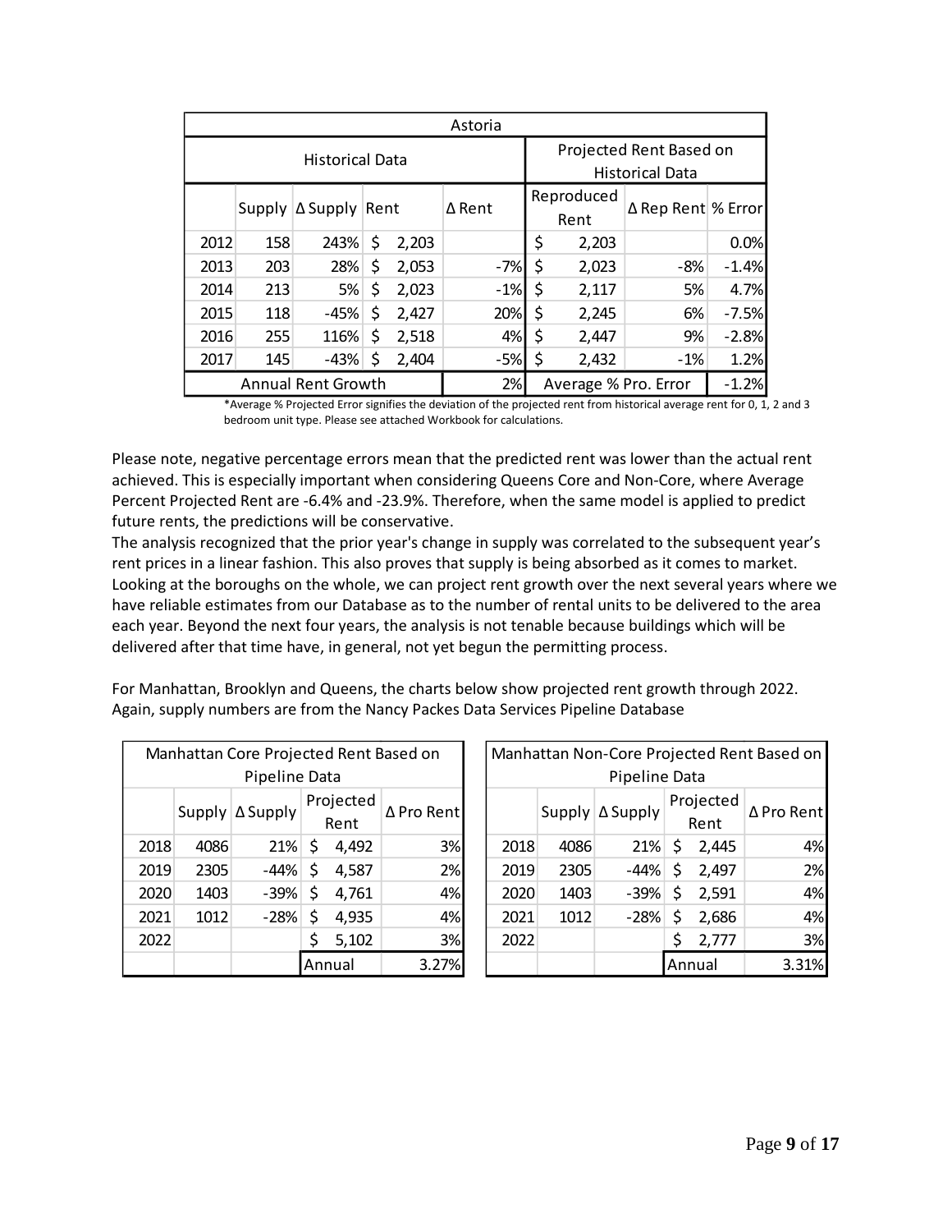| Astoria | | | | | | | |
|---|---|---|---|---|---|---|---|
| Historical Data | | | | | Projected Rent Based on Historical Data | | |
| | Supply | Δ Supply | Rent | Δ Rent | Reproduced Rent | Δ Rep Rent | % Error |
| 2012 | 158 | 243% | $ 2,203 | | $ 2,203 | | 0.0% |
| 2013 | 203 | 28% | $ 2,053 | -7% | $ 2,023 | -8% | -1.4% |
| 2014 | 213 | 5% | $ 2,023 | -1% | $ 2,117 | 5% | 4.7% |
| 2015 | 118 | -45% | $ 2,427 | 20% | $ 2,245 | 6% | -7.5% |
| 2016 | 255 | 116% | $ 2,518 | 4% | $ 2,447 | 9% | -2.8% |
| 2017 | 145 | -43% | $ 2,404 | -5% | $ 2,432 | -1% | 1.2% |
| Annual Rent Growth | | | | 2% | Average % Pro. Error | | -1.2% |

*Average % Projected Error signifies the deviation of the projected rent from historical average rent for 0, 1, 2 and 3 bedroom unit type. Please see attached Workbook for calculations.

Please note, negative percentage errors mean that the predicted rent was lower than the actual rent achieved. This is especially important when considering Queens Core and Non-Core, where Average Percent Projected Rent are -6.4% and -23.9%. Therefore, when the same model is applied to predict future rents, the predictions will be conservative.

The analysis recognized that the prior year's change in supply was correlated to the subsequent year's rent prices in a linear fashion. This also proves that supply is being absorbed as it comes to market. Looking at the boroughs on the whole, we can project rent growth over the next several years where we have reliable estimates from our Database as to the number of rental units to be delivered to the area each year. Beyond the next four years, the analysis is not tenable because buildings which will be delivered after that time have, in general, not yet begun the permitting process.

For Manhattan, Brooklyn and Queens, the charts below show projected rent growth through 2022. Again, supply numbers are from the Nancy Packes Data Services Pipeline Database

| Manhattan Core Projected Rent Based on Pipeline Data | | | | |
|---|---|---|---|---|
| | Supply | Δ Supply | Projected Rent | Δ Pro Rent |
| 2018 | 4086 | 21% | $ 4,492 | 3% |
| 2019 | 2305 | -44% | $ 4,587 | 2% |
| 2020 | 1403 | -39% | $ 4,761 | 4% |
| 2021 | 1012 | -28% | $ 4,935 | 4% |
| 2022 | | | $ 5,102 | 3% |
| | | | Annual | 3.27% |

| Manhattan Non-Core Projected Rent Based on Pipeline Data | | | | |
|---|---|---|---|---|
| | Supply | Δ Supply | Projected Rent | Δ Pro Rent |
| 2018 | 4086 | 21% | $ 2,445 | 4% |
| 2019 | 2305 | -44% | $ 2,497 | 2% |
| 2020 | 1403 | -39% | $ 2,591 | 4% |
| 2021 | 1012 | -28% | $ 2,686 | 4% |
| 2022 | | | $ 2,777 | 3% |
| | | | Annual | 3.31% |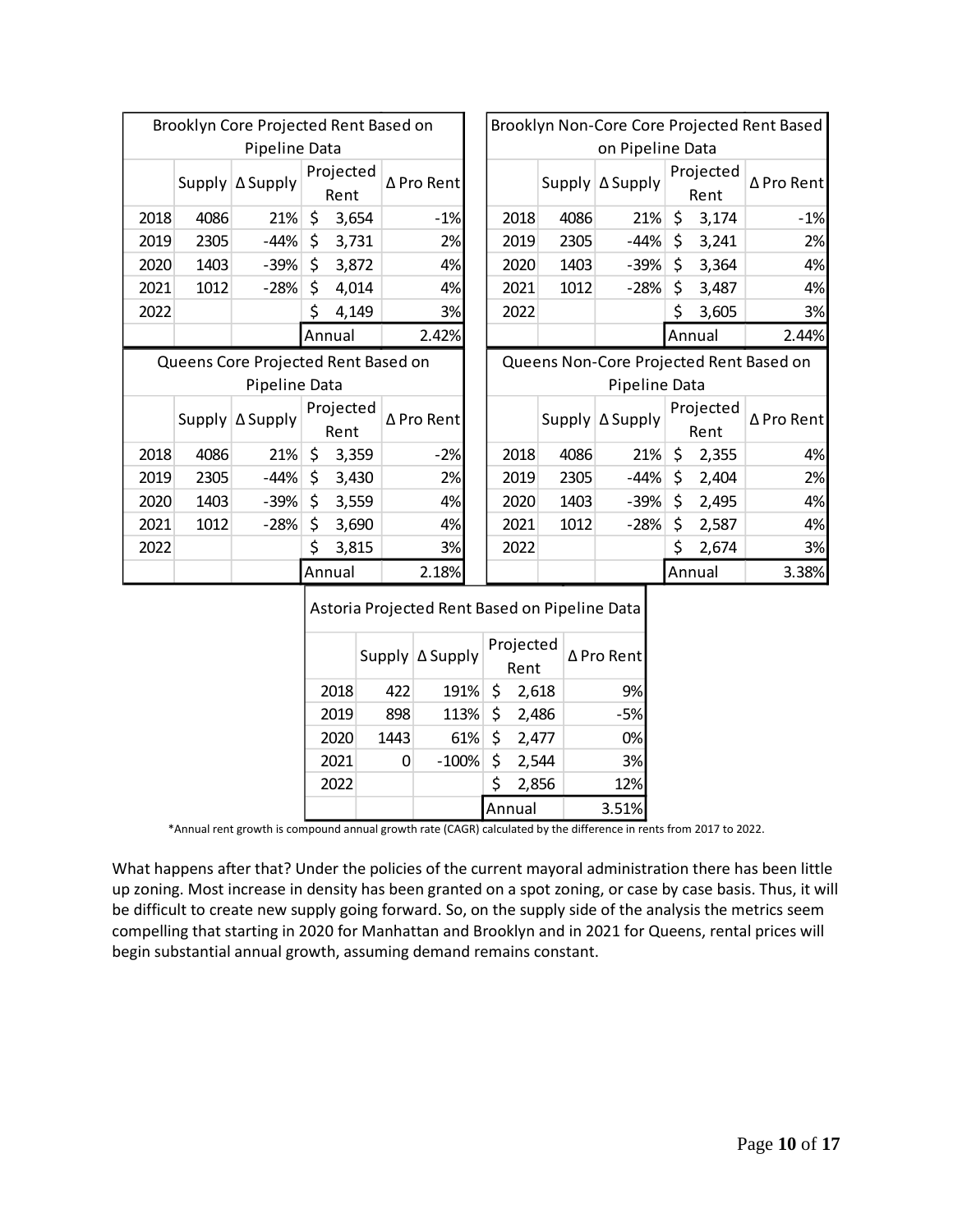| Brooklyn Core Projected Rent Based on Pipeline Data | | | | |
|---|---|---|---|---|
| | Supply | Δ Supply | Projected Rent | Δ Pro Rent |
| 2018 | 4086 | 21% | $ 3,654 | -1% |
| 2019 | 2305 | -44% | $ 3,731 | 2% |
| 2020 | 1403 | -39% | $ 3,872 | 4% |
| 2021 | 1012 | -28% | $ 4,014 | 4% |
| 2022 | | | $ 4,149 | 3% |
| | | | Annual | 2.42% |

| Brooklyn Non-Core Core Projected Rent Based on Pipeline Data | | | | |
|---|---|---|---|---|
| | Supply | Δ Supply | Projected Rent | Δ Pro Rent |
| 2018 | 4086 | 21% | $ 3,174 | -1% |
| 2019 | 2305 | -44% | $ 3,241 | 2% |
| 2020 | 1403 | -39% | $ 3,364 | 4% |
| 2021 | 1012 | -28% | $ 3,487 | 4% |
| 2022 | | | $ 3,605 | 3% |
| | | | Annual | 2.44% |

| Queens Core Projected Rent Based on Pipeline Data | | | | |
|---|---|---|---|---|
| | Supply | Δ Supply | Projected Rent | Δ Pro Rent |
| 2018 | 4086 | 21% | $ 3,359 | -2% |
| 2019 | 2305 | -44% | $ 3,430 | 2% |
| 2020 | 1403 | -39% | $ 3,559 | 4% |
| 2021 | 1012 | -28% | $ 3,690 | 4% |
| 2022 | | | $ 3,815 | 3% |
| | | | Annual | 2.18% |

| Queens Non-Core Projected Rent Based on Pipeline Data | | | | |
|---|---|---|---|---|
| | Supply | Δ Supply | Projected Rent | Δ Pro Rent |
| 2018 | 4086 | 21% | $ 2,355 | 4% |
| 2019 | 2305 | -44% | $ 2,404 | 2% |
| 2020 | 1403 | -39% | $ 2,495 | 4% |
| 2021 | 1012 | -28% | $ 2,587 | 4% |
| 2022 | | | $ 2,674 | 3% |
| | | | Annual | 3.38% |

| Astoria Projected Rent Based on Pipeline Data | | | | |
|---|---|---|---|---|
| | Supply | Δ Supply | Projected Rent | Δ Pro Rent |
| 2018 | 422 | 191% | $ 2,618 | 9% |
| 2019 | 898 | 113% | $ 2,486 | -5% |
| 2020 | 1443 | 61% | $ 2,477 | 0% |
| 2021 | 0 | -100% | $ 2,544 | 3% |
| 2022 | | | $ 2,856 | 12% |
| | | | Annual | 3.51% |

*Annual rent growth is compound annual growth rate (CAGR) calculated by the difference in rents from 2017 to 2022.

What happens after that? Under the policies of the current mayoral administration there has been little up zoning. Most increase in density has been granted on a spot zoning, or case by case basis. Thus, it will be difficult to create new supply going forward. So, on the supply side of the analysis the metrics seem compelling that starting in 2020 for Manhattan and Brooklyn and in 2021 for Queens, rental prices will begin substantial annual growth, assuming demand remains constant.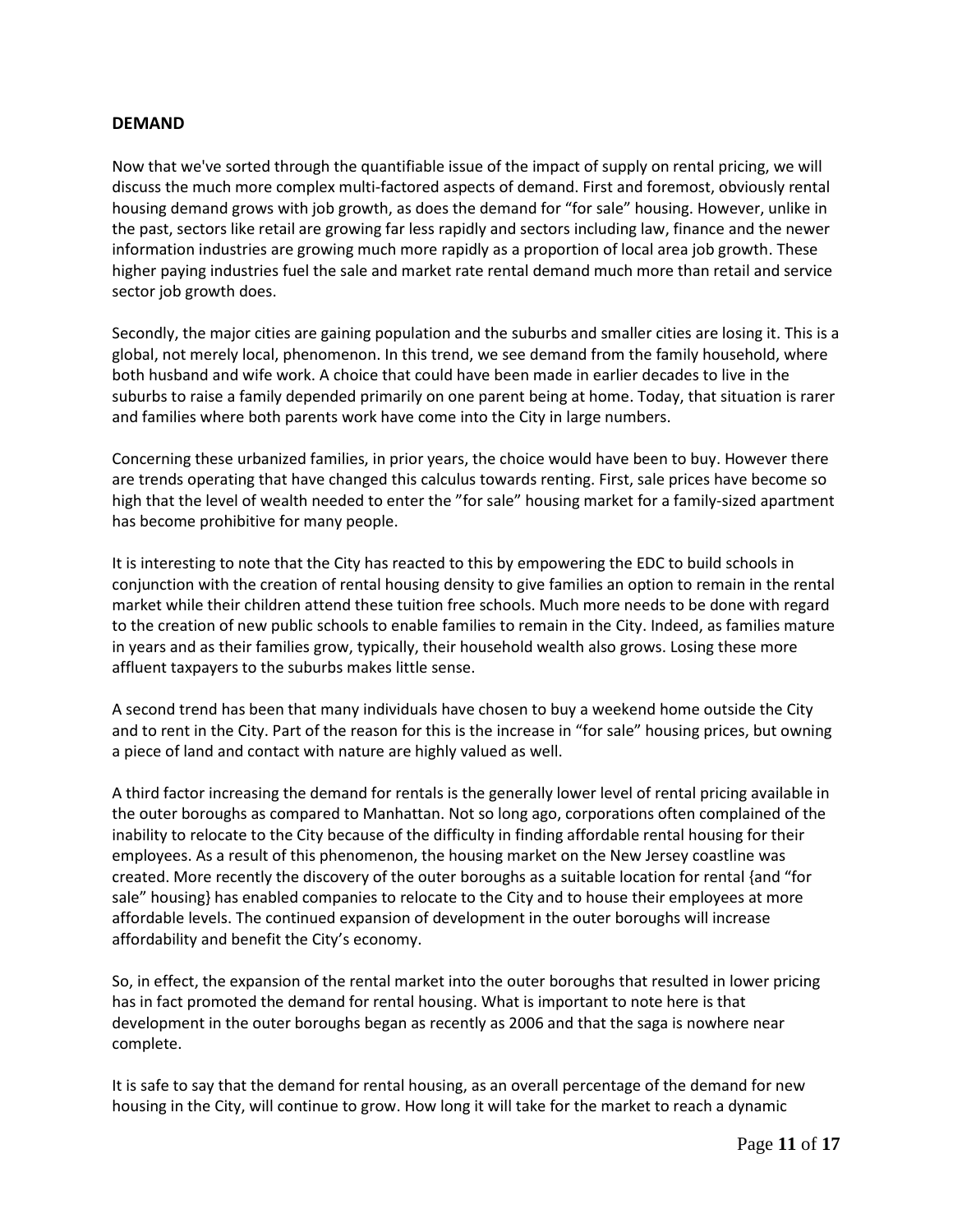## DEMAND

Now that we've sorted through the quantifiable issue of the impact of supply on rental pricing, we will discuss the much more complex multi-factored aspects of demand. First and foremost, obviously rental housing demand grows with job growth, as does the demand for "for sale" housing. However, unlike in the past, sectors like retail are growing far less rapidly and sectors including law, finance and the newer information industries are growing much more rapidly as a proportion of local area job growth. These higher paying industries fuel the sale and market rate rental demand much more than retail and service sector job growth does.

Secondly, the major cities are gaining population and the suburbs and smaller cities are losing it. This is a global, not merely local, phenomenon. In this trend, we see demand from the family household, where both husband and wife work. A choice that could have been made in earlier decades to live in the suburbs to raise a family depended primarily on one parent being at home. Today, that situation is rarer and families where both parents work have come into the City in large numbers.

Concerning these urbanized families, in prior years, the choice would have been to buy. However there are trends operating that have changed this calculus towards renting. First, sale prices have become so high that the level of wealth needed to enter the "for sale" housing market for a family-sized apartment has become prohibitive for many people.

It is interesting to note that the City has reacted to this by empowering the EDC to build schools in conjunction with the creation of rental housing density to give families an option to remain in the rental market while their children attend these tuition free schools. Much more needs to be done with regard to the creation of new public schools to enable families to remain in the City. Indeed, as families mature in years and as their families grow, typically, their household wealth also grows. Losing these more affluent taxpayers to the suburbs makes little sense.

A second trend has been that many individuals have chosen to buy a weekend home outside the City and to rent in the City. Part of the reason for this is the increase in "for sale" housing prices, but owning a piece of land and contact with nature are highly valued as well.

A third factor increasing the demand for rentals is the generally lower level of rental pricing available in the outer boroughs as compared to Manhattan. Not so long ago, corporations often complained of the inability to relocate to the City because of the difficulty in finding affordable rental housing for their employees. As a result of this phenomenon, the housing market on the New Jersey coastline was created. More recently the discovery of the outer boroughs as a suitable location for rental {and "for sale" housing} has enabled companies to relocate to the City and to house their employees at more affordable levels. The continued expansion of development in the outer boroughs will increase affordability and benefit the City's economy.

So, in effect, the expansion of the rental market into the outer boroughs that resulted in lower pricing has in fact promoted the demand for rental housing. What is important to note here is that development in the outer boroughs began as recently as 2006 and that the saga is nowhere near complete.

It is safe to say that the demand for rental housing, as an overall percentage of the demand for new housing in the City, will continue to grow. How long it will take for the market to reach a dynamic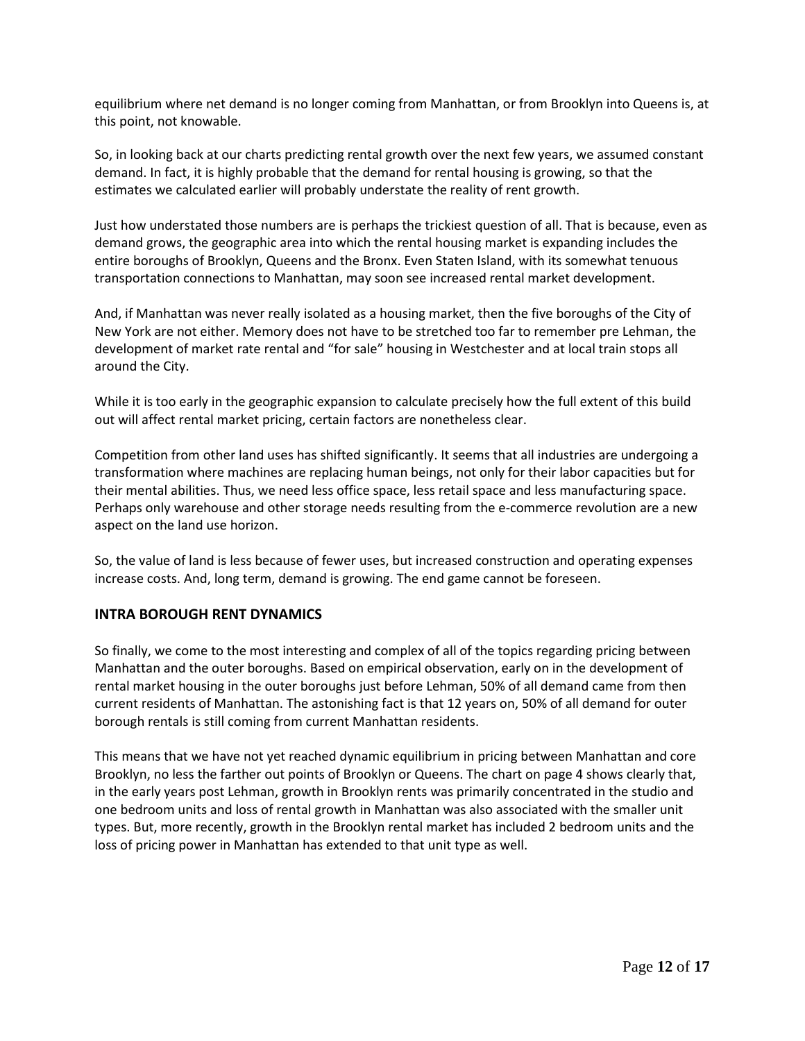equilibrium where net demand is no longer coming from Manhattan, or from Brooklyn into Queens is, at this point, not knowable.

So, in looking back at our charts predicting rental growth over the next few years, we assumed constant demand. In fact, it is highly probable that the demand for rental housing is growing, so that the estimates we calculated earlier will probably understate the reality of rent growth.

Just how understated those numbers are is perhaps the trickiest question of all. That is because, even as demand grows, the geographic area into which the rental housing market is expanding includes the entire boroughs of Brooklyn, Queens and the Bronx. Even Staten Island, with its somewhat tenuous transportation connections to Manhattan, may soon see increased rental market development.

And, if Manhattan was never really isolated as a housing market, then the five boroughs of the City of New York are not either. Memory does not have to be stretched too far to remember pre Lehman, the development of market rate rental and "for sale" housing in Westchester and at local train stops all around the City.

While it is too early in the geographic expansion to calculate precisely how the full extent of this build out will affect rental market pricing, certain factors are nonetheless clear.

Competition from other land uses has shifted significantly. It seems that all industries are undergoing a transformation where machines are replacing human beings, not only for their labor capacities but for their mental abilities. Thus, we need less office space, less retail space and less manufacturing space. Perhaps only warehouse and other storage needs resulting from the e-commerce revolution are a new aspect on the land use horizon.

So, the value of land is less because of fewer uses, but increased construction and operating expenses increase costs. And, long term, demand is growing. The end game cannot be foreseen.

## INTRA BOROUGH RENT DYNAMICS

So finally, we come to the most interesting and complex of all of the topics regarding pricing between Manhattan and the outer boroughs. Based on empirical observation, early on in the development of rental market housing in the outer boroughs just before Lehman, 50% of all demand came from then current residents of Manhattan. The astonishing fact is that 12 years on, 50% of all demand for outer borough rentals is still coming from current Manhattan residents.

This means that we have not yet reached dynamic equilibrium in pricing between Manhattan and core Brooklyn, no less the farther out points of Brooklyn or Queens. The chart on page 4 shows clearly that, in the early years post Lehman, growth in Brooklyn rents was primarily concentrated in the studio and one bedroom units and loss of rental growth in Manhattan was also associated with the smaller unit types. But, more recently, growth in the Brooklyn rental market has included 2 bedroom units and the loss of pricing power in Manhattan has extended to that unit type as well.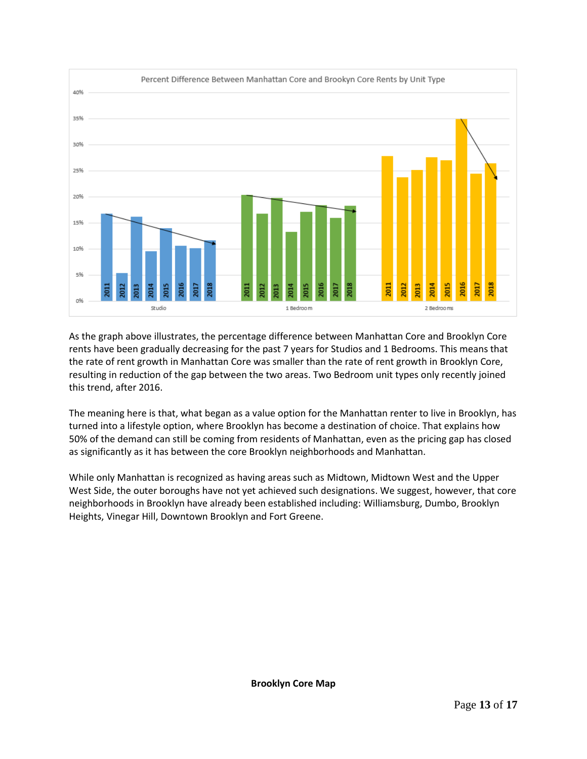As the graph above illustrates, the percentage difference between Manhattan Core and Brooklyn Core rents have been gradually decreasing for the past 7 years for Studios and 1 Bedrooms. This means that the rate of rent growth in Manhattan Core was smaller than the rate of rent growth in Brooklyn Core, resulting in reduction of the gap between the two areas. Two Bedroom unit types only recently joined this trend, after 2016.

The meaning here is that, what began as a value option for the Manhattan renter to live in Brooklyn, has turned into a lifestyle option, where Brooklyn has become a destination of choice. That explains how 50% of the demand can still be coming from residents of Manhattan, even as the pricing gap has closed as significantly as it has between the core Brooklyn neighborhoods and Manhattan.

While only Manhattan is recognized as having areas such as Midtown, Midtown West and the Upper West Side, the outer boroughs have not yet achieved such designations. We suggest, however, that core neighborhoods in Brooklyn have already been established including: Williamsburg, Dumbo, Brooklyn Heights, Vinegar Hill, Downtown Brooklyn and Fort Greene.

**Brooklyn Core Map**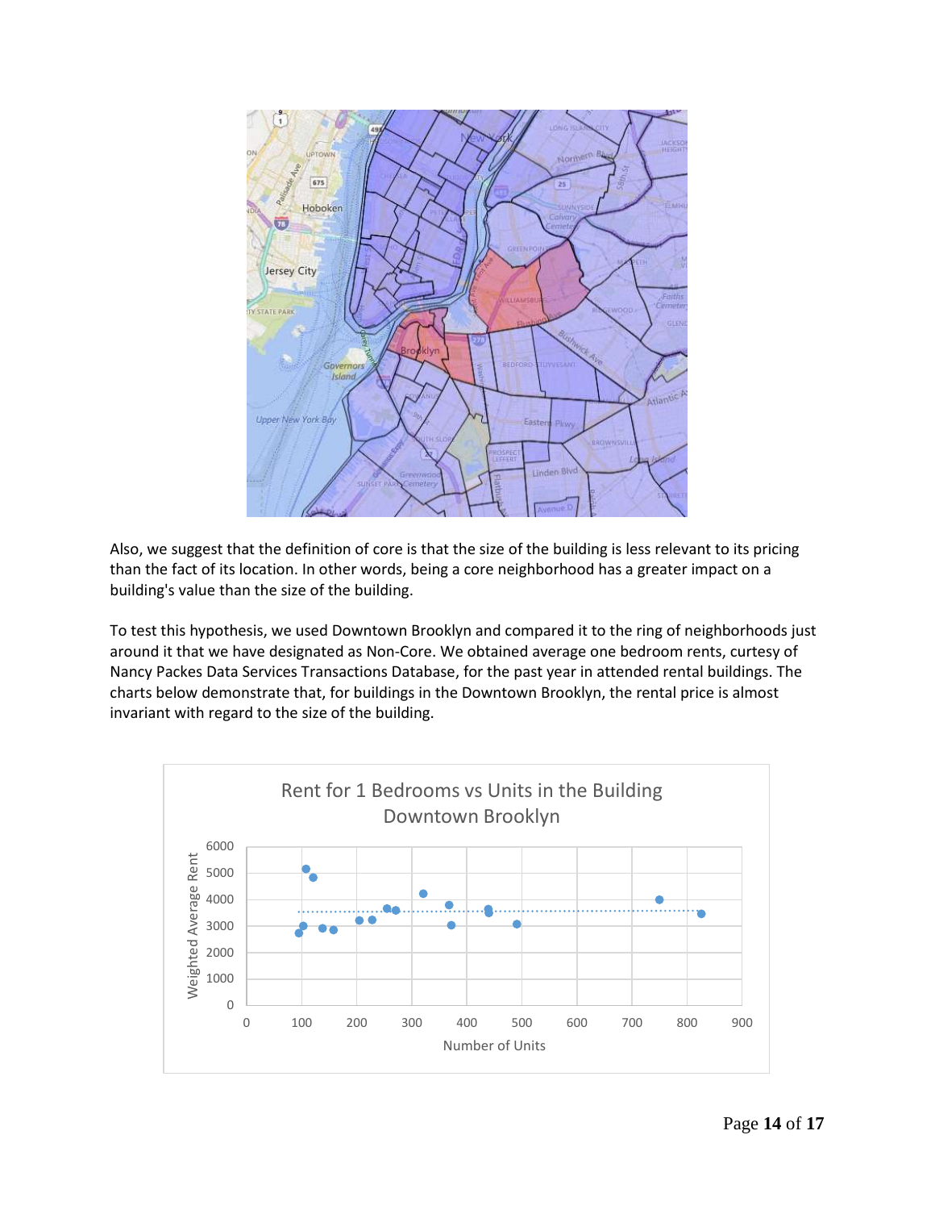Also, we suggest that the definition of core is that the size of the building is less relevant to its pricing than the fact of its location. In other words, being a core neighborhood has a greater impact on a building's value than the size of the building.

To test this hypothesis, we used Downtown Brooklyn and compared it to the ring of neighborhoods just around it that we have designated as Non-Core. We obtained average one bedroom rents, curtesy of Nancy Packes Data Services Transactions Database, for the past year in attended rental buildings. The charts below demonstrate that, for buildings in the Downtown Brooklyn, the rental price is almost invariant with regard to the size of the building.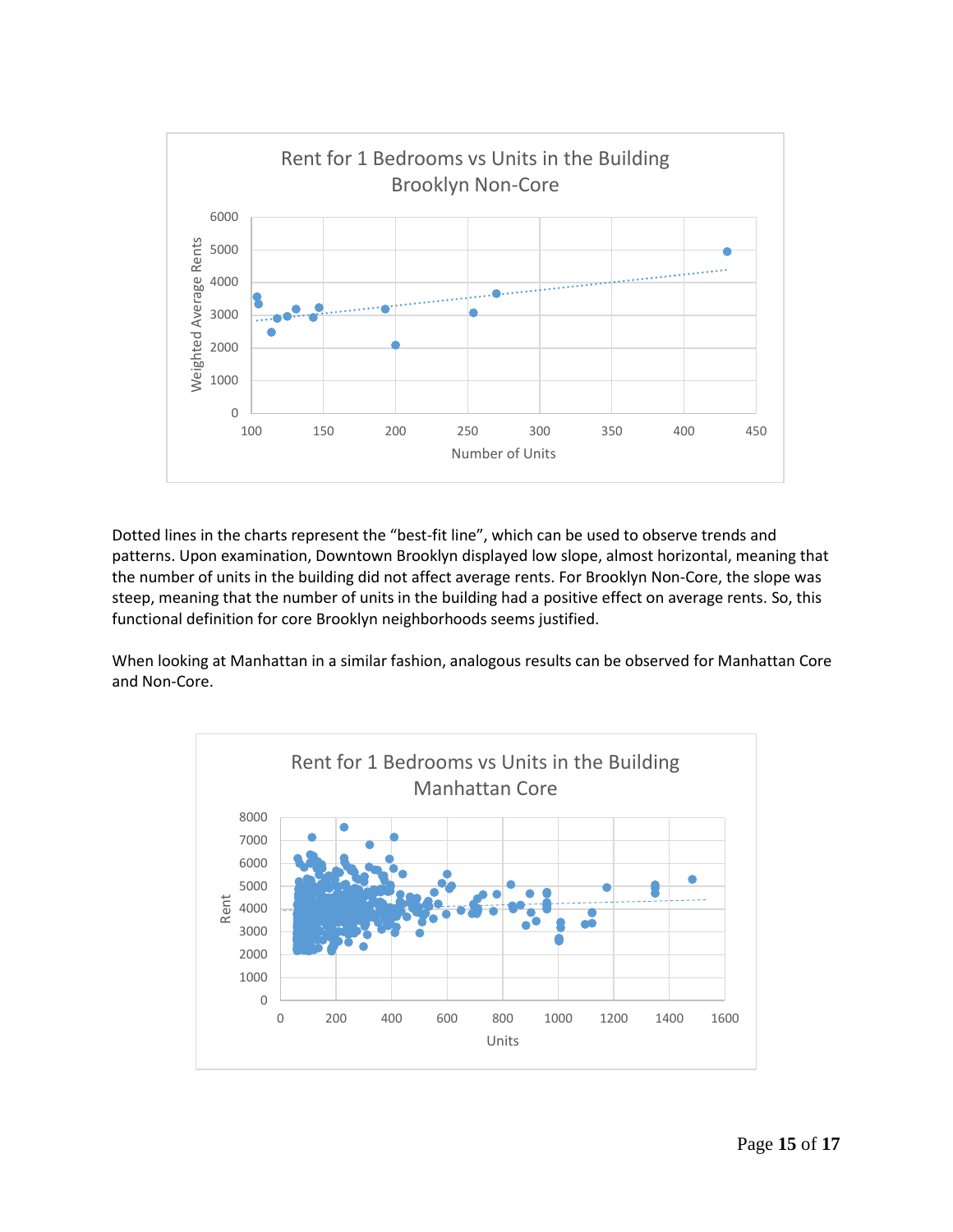Dotted lines in the charts represent the "best-fit line", which can be used to observe trends and patterns. Upon examination, Downtown Brooklyn displayed low slope, almost horizontal, meaning that the number of units in the building did not affect average rents. For Brooklyn Non-Core, the slope was steep, meaning that the number of units in the building had a positive effect on average rents. So, this functional definition for core Brooklyn neighborhoods seems justified.

When looking at Manhattan in a similar fashion, analogous results can be observed for Manhattan Core and Non-Core.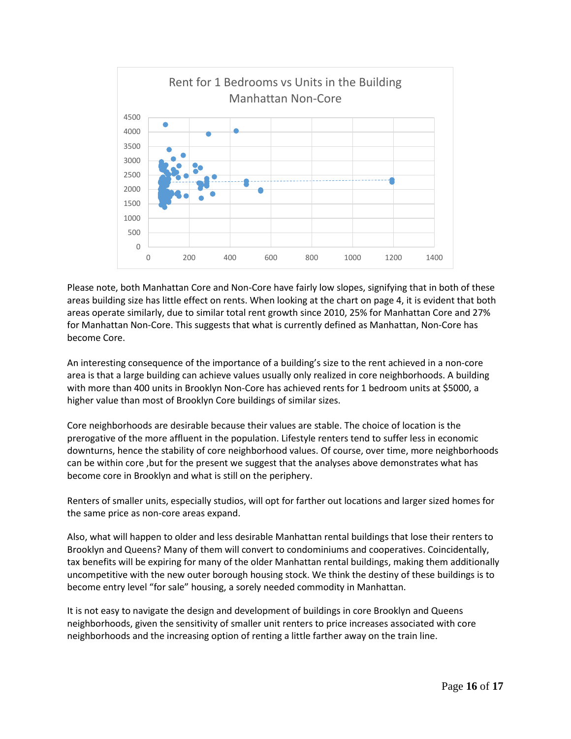Please note, both Manhattan Core and Non-Core have fairly low slopes, signifying that in both of these areas building size has little effect on rents. When looking at the chart on page 4, it is evident that both areas operate similarly, due to similar total rent growth since 2010, 25% for Manhattan Core and 27% for Manhattan Non-Core. This suggests that what is currently defined as Manhattan, Non-Core has become Core.

An interesting consequence of the importance of a building's size to the rent achieved in a non-core area is that a large building can achieve values usually only realized in core neighborhoods. A building with more than 400 units in Brooklyn Non-Core has achieved rents for 1 bedroom units at $5000, a higher value than most of Brooklyn Core buildings of similar sizes.

Core neighborhoods are desirable because their values are stable. The choice of location is the prerogative of the more affluent in the population. Lifestyle renters tend to suffer less in economic downturns, hence the stability of core neighborhood values. Of course, over time, more neighborhoods can be within core ,but for the present we suggest that the analyses above demonstrates what has become core in Brooklyn and what is still on the periphery.

Renters of smaller units, especially studios, will opt for farther out locations and larger sized homes for the same price as non-core areas expand.

Also, what will happen to older and less desirable Manhattan rental buildings that lose their renters to Brooklyn and Queens? Many of them will convert to condominiums and cooperatives. Coincidentally, tax benefits will be expiring for many of the older Manhattan rental buildings, making them additionally uncompetitive with the new outer borough housing stock. We think the destiny of these buildings is to become entry level "for sale" housing, a sorely needed commodity in Manhattan.

It is not easy to navigate the design and development of buildings in core Brooklyn and Queens neighborhoods, given the sensitivity of smaller unit renters to price increases associated with core neighborhoods and the increasing option of renting a little farther away on the train line.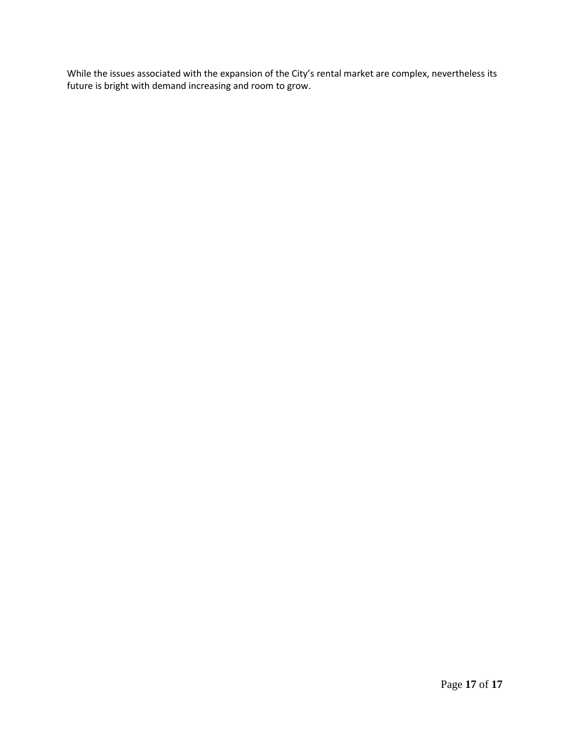While the issues associated with the expansion of the City's rental market are complex, nevertheless its future is bright with demand increasing and room to grow.